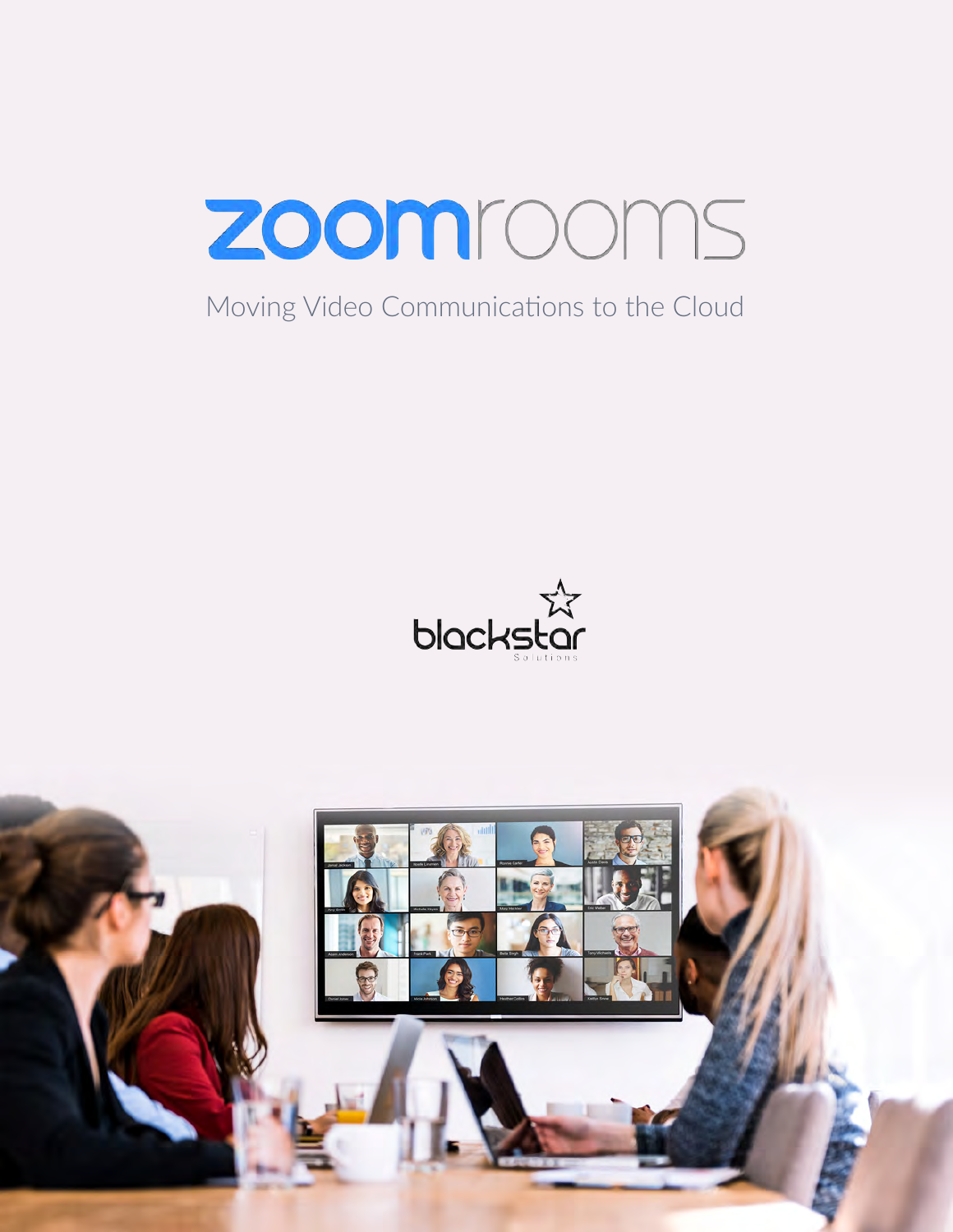# zoomrooms

Moving Video Communications to the Cloud

blackstar Solutions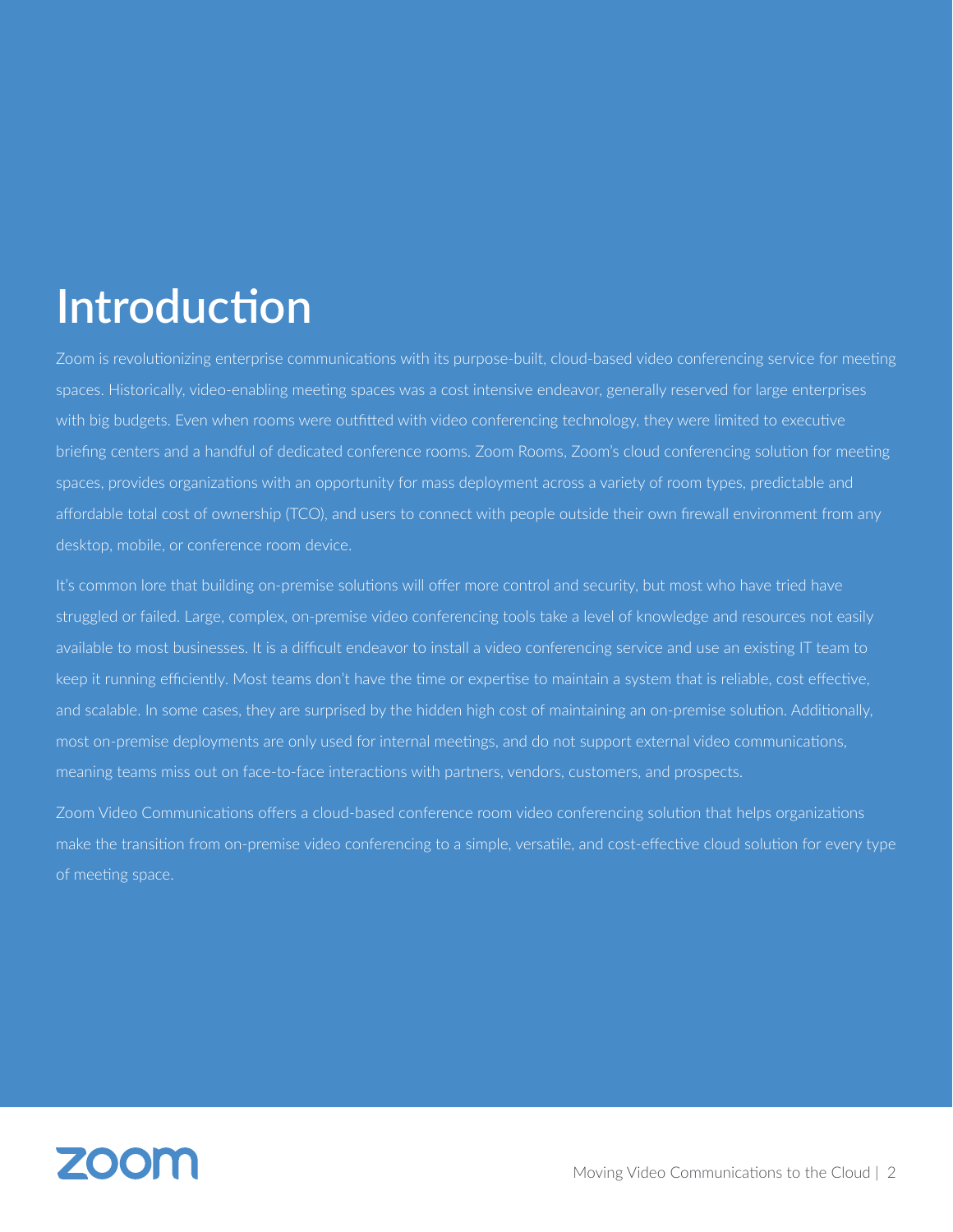# Introduction

Zoom is revolutionizing enterprise communications with its purpose-built, cloud-based video conferencing service for meeting spaces. Historically, video-enabling meeting spaces was a cost intensive endeavor, generally reserved for large enterprises with big budgets. Even when rooms were outfitted with video conferencing technology, they were limited to executive briefing centers and a handful of dedicated conference rooms. Zoom Rooms, Zoom's cloud conferencing solution for meeting spaces, provides organizations with an opportunity for mass deployment across a variety of room types, predictable and affordable total cost of ownership (TCO), and users to connect with people outside their own firewall environment from any desktop, mobile, or conference room device.

It's common lore that building on-premise solutions will offer more control and security, but most who have tried have struggled or failed. Large, complex, on-premise video conferencing tools take a level of knowledge and resources not easily available to most businesses. It is a difficult endeavor to install a video conferencing service and use an existing IT team to keep it running efficiently. Most teams don't have the time or expertise to maintain a system that is reliable, cost effective, and scalable. In some cases, they are surprised by the hidden high cost of maintaining an on-premise solution. Additionally, most on-premise deployments are only used for internal meetings, and do not support external video communications, meaning teams miss out on face-to-face interactions with partners, vendors, customers, and prospects.

Zoom Video Communications offers a cloud-based conference room video conferencing solution that helps organizations make the transition from on-premise video conferencing to a simple, versatile, and cost-effective cloud solution for every type of meeting space.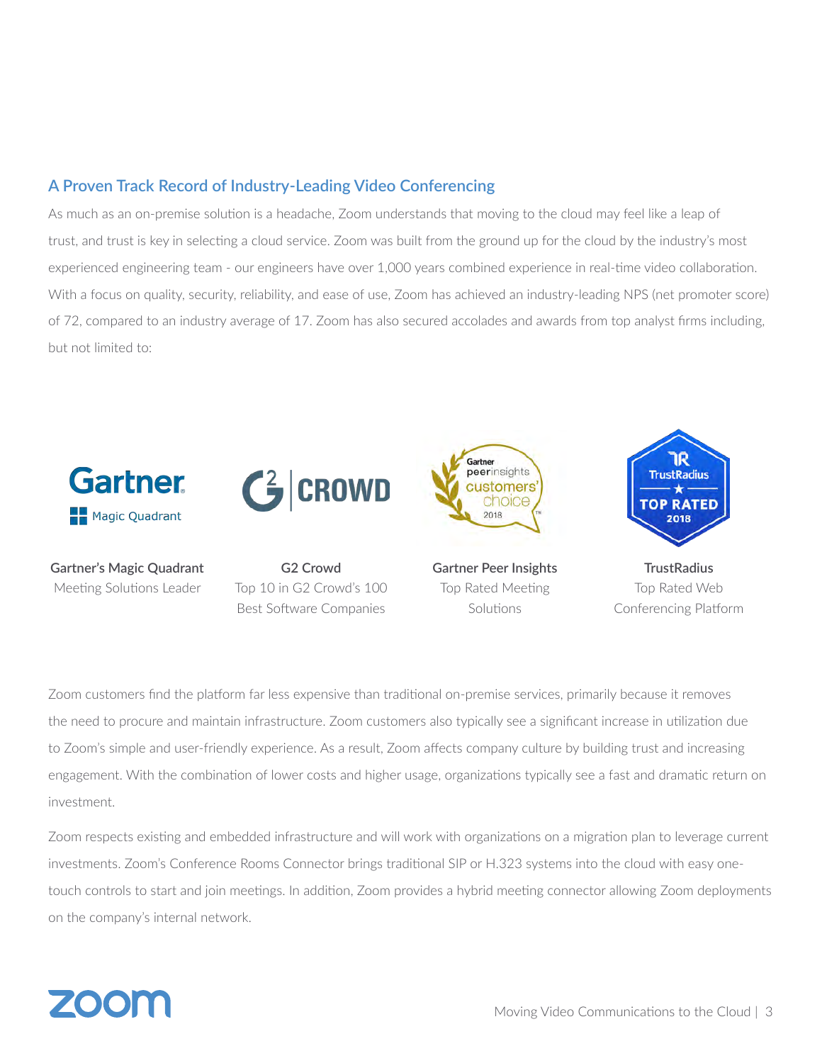## A Proven Track Record of Industry-Leading Video Conferencing

As much as an on-premise solution is a headache, Zoom understands that moving to the cloud may feel like a leap of trust, and trust is key in selecting a cloud service. Zoom was built from the ground up for the cloud by the industry's most experienced engineering team - our engineers have over 1,000 years combined experience in real-time video collaboration. With a focus on quality, security, reliability, and ease of use, Zoom has achieved an industry-leading NPS (net promoter score) of 72, compared to an industry average of 17. Zoom has also secured accolades and awards from top analyst firms including, but not limited to:

**Gartner's Magic Quadrant**
Meeting Solutions Leader

**G2 Crowd**
Top 10 in G2 Crowd's 100 Best Software Companies

**Gartner Peer Insights**
Top Rated Meeting Solutions

**TrustRadius**
Top Rated Web Conferencing Platform

Zoom customers find the platform far less expensive than traditional on-premise services, primarily because it removes the need to procure and maintain infrastructure. Zoom customers also typically see a significant increase in utilization due to Zoom's simple and user-friendly experience. As a result, Zoom affects company culture by building trust and increasing engagement. With the combination of lower costs and higher usage, organizations typically see a fast and dramatic return on investment.

Zoom respects existing and embedded infrastructure and will work with organizations on a migration plan to leverage current investments. Zoom's Conference Rooms Connector brings traditional SIP or H.323 systems into the cloud with easy one-touch controls to start and join meetings. In addition, Zoom provides a hybrid meeting connector allowing Zoom deployments on the company's internal network.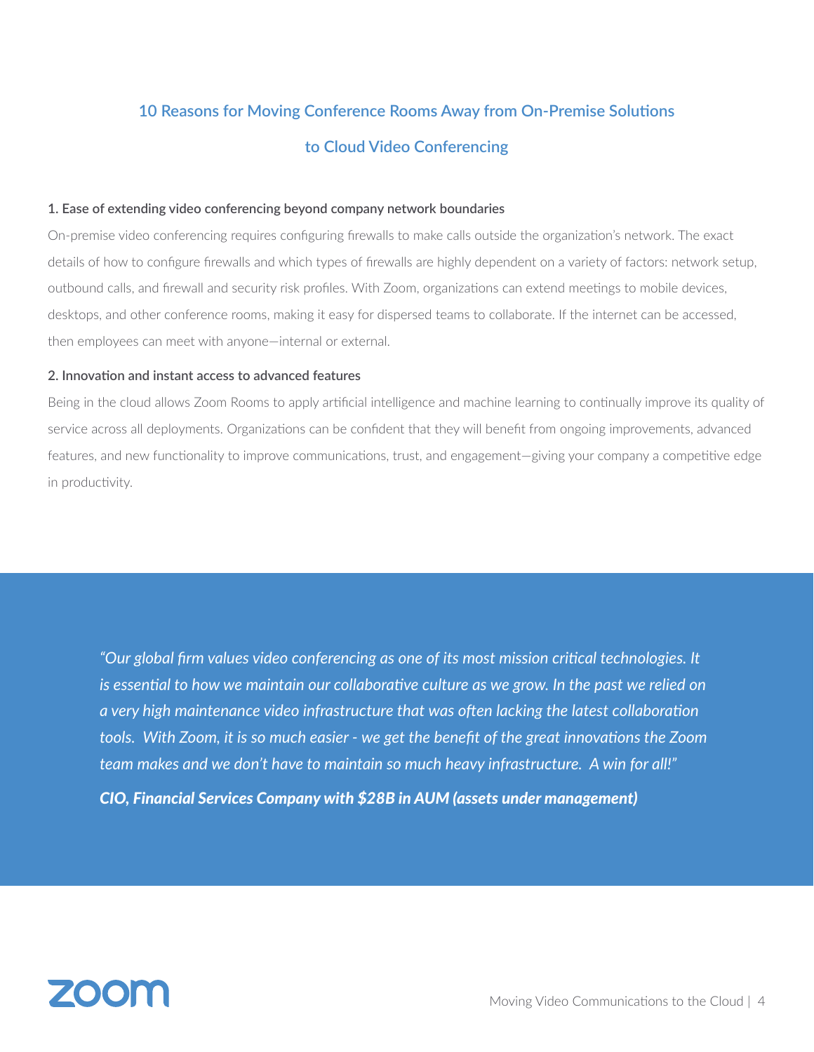## 10 Reasons for Moving Conference Rooms Away from On-Premise Solutions to Cloud Video Conferencing

**1. Ease of extending video conferencing beyond company network boundaries**

On-premise video conferencing requires configuring firewalls to make calls outside the organization's network. The exact details of how to configure firewalls and which types of firewalls are highly dependent on a variety of factors: network setup, outbound calls, and firewall and security risk profiles. With Zoom, organizations can extend meetings to mobile devices, desktops, and other conference rooms, making it easy for dispersed teams to collaborate. If the internet can be accessed, then employees can meet with anyone—internal or external.

**2. Innovation and instant access to advanced features**

Being in the cloud allows Zoom Rooms to apply artificial intelligence and machine learning to continually improve its quality of service across all deployments. Organizations can be confident that they will benefit from ongoing improvements, advanced features, and new functionality to improve communications, trust, and engagement—giving your company a competitive edge in productivity.

*"Our global firm values video conferencing as one of its most mission critical technologies. It is essential to how we maintain our collaborative culture as we grow. In the past we relied on a very high maintenance video infrastructure that was often lacking the latest collaboration tools. With Zoom, it is so much easier - we get the benefit of the great innovations the Zoom team makes and we don't have to maintain so much heavy infrastructure. A win for all!"*

***CIO, Financial Services Company with $28B in AUM (assets under management)***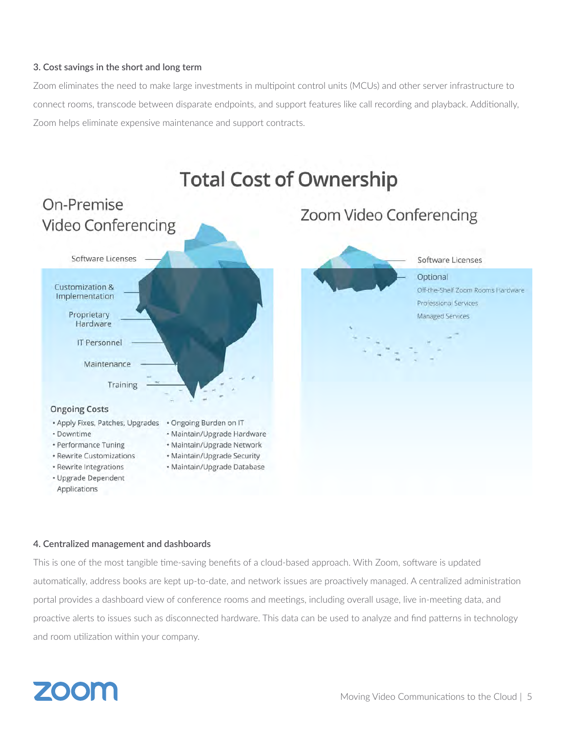### 3. Cost savings in the short and long term

Zoom eliminates the need to make large investments in multipoint control units (MCUs) and other server infrastructure to connect rooms, transcode between disparate endpoints, and support features like call recording and playback. Additionally, Zoom helps eliminate expensive maintenance and support contracts.

## Total Cost of Ownership

**On-Premise Video Conferencing**

- Software Licenses
- Customization & Implementation
- Proprietary Hardware
- IT Personnel
- Maintenance
- Training

**Ongoing Costs**

- Apply Fixes, Patches, Upgrades
- Downtime
- Performance Tuning
- Rewrite Customizations
- Rewrite Integrations
- Upgrade Dependent Applications
- Ongoing Burden on IT
- Maintain/Upgrade Hardware
- Maintain/Upgrade Network
- Maintain/Upgrade Security
- Maintain/Upgrade Database

**Zoom Video Conferencing**

- Software Licenses

Optional

- Off-the-Shelf Zoom Rooms Hardware
- Professional Services
- Managed Services

### 4. Centralized management and dashboards

This is one of the most tangible time-saving benefits of a cloud-based approach. With Zoom, software is updated automatically, address books are kept up-to-date, and network issues are proactively managed. A centralized administration portal provides a dashboard view of conference rooms and meetings, including overall usage, live in-meeting data, and proactive alerts to issues such as disconnected hardware. This data can be used to analyze and find patterns in technology and room utilization within your company.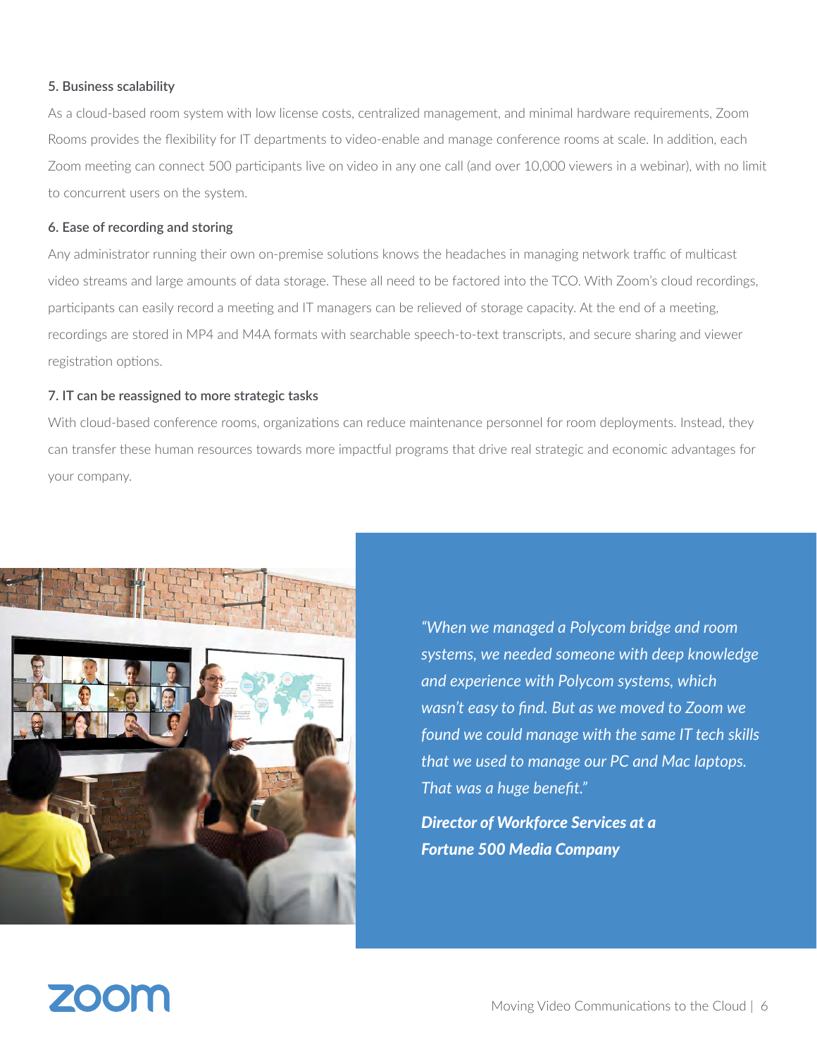### 5. Business scalability

As a cloud-based room system with low license costs, centralized management, and minimal hardware requirements, Zoom Rooms provides the flexibility for IT departments to video-enable and manage conference rooms at scale. In addition, each Zoom meeting can connect 500 participants live on video in any one call (and over 10,000 viewers in a webinar), with no limit to concurrent users on the system.

### 6. Ease of recording and storing

Any administrator running their own on-premise solutions knows the headaches in managing network traffic of multicast video streams and large amounts of data storage. These all need to be factored into the TCO. With Zoom's cloud recordings, participants can easily record a meeting and IT managers can be relieved of storage capacity. At the end of a meeting, recordings are stored in MP4 and M4A formats with searchable speech-to-text transcripts, and secure sharing and viewer registration options.

### 7. IT can be reassigned to more strategic tasks

With cloud-based conference rooms, organizations can reduce maintenance personnel for room deployments. Instead, they can transfer these human resources towards more impactful programs that drive real strategic and economic advantages for your company.

*"When we managed a Polycom bridge and room systems, we needed someone with deep knowledge and experience with Polycom systems, which wasn't easy to find. But as we moved to Zoom we found we could manage with the same IT tech skills that we used to manage our PC and Mac laptops. That was a huge benefit."*

***Director of Workforce Services at a Fortune 500 Media Company***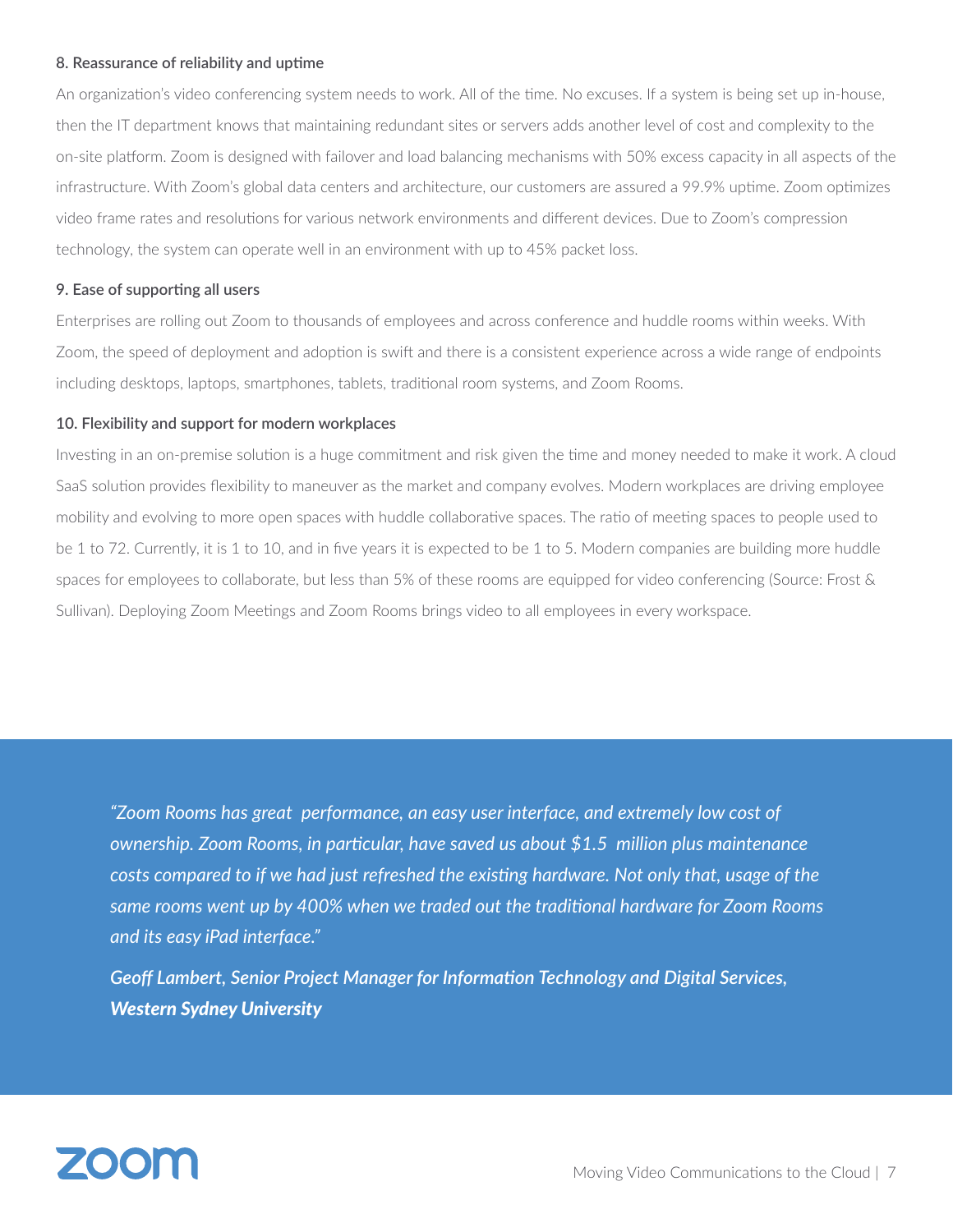**8. Reassurance of reliability and uptime**

An organization's video conferencing system needs to work. All of the time. No excuses. If a system is being set up in-house, then the IT department knows that maintaining redundant sites or servers adds another level of cost and complexity to the on-site platform. Zoom is designed with failover and load balancing mechanisms with 50% excess capacity in all aspects of the infrastructure. With Zoom's global data centers and architecture, our customers are assured a 99.9% uptime. Zoom optimizes video frame rates and resolutions for various network environments and different devices. Due to Zoom's compression technology, the system can operate well in an environment with up to 45% packet loss.

**9. Ease of supporting all users**

Enterprises are rolling out Zoom to thousands of employees and across conference and huddle rooms within weeks. With Zoom, the speed of deployment and adoption is swift and there is a consistent experience across a wide range of endpoints including desktops, laptops, smartphones, tablets, traditional room systems, and Zoom Rooms.

**10. Flexibility and support for modern workplaces**

Investing in an on-premise solution is a huge commitment and risk given the time and money needed to make it work. A cloud SaaS solution provides flexibility to maneuver as the market and company evolves. Modern workplaces are driving employee mobility and evolving to more open spaces with huddle collaborative spaces. The ratio of meeting spaces to people used to be 1 to 72. Currently, it is 1 to 10, and in five years it is expected to be 1 to 5. Modern companies are building more huddle spaces for employees to collaborate, but less than 5% of these rooms are equipped for video conferencing (Source: Frost & Sullivan). Deploying Zoom Meetings and Zoom Rooms brings video to all employees in every workspace.

*"Zoom Rooms has great performance, an easy user interface, and extremely low cost of ownership. Zoom Rooms, in particular, have saved us about $1.5 million plus maintenance costs compared to if we had just refreshed the existing hardware. Not only that, usage of the same rooms went up by 400% when we traded out the traditional hardware for Zoom Rooms and its easy iPad interface."*

***Geoff Lambert, Senior Project Manager for Information Technology and Digital Services, Western Sydney University***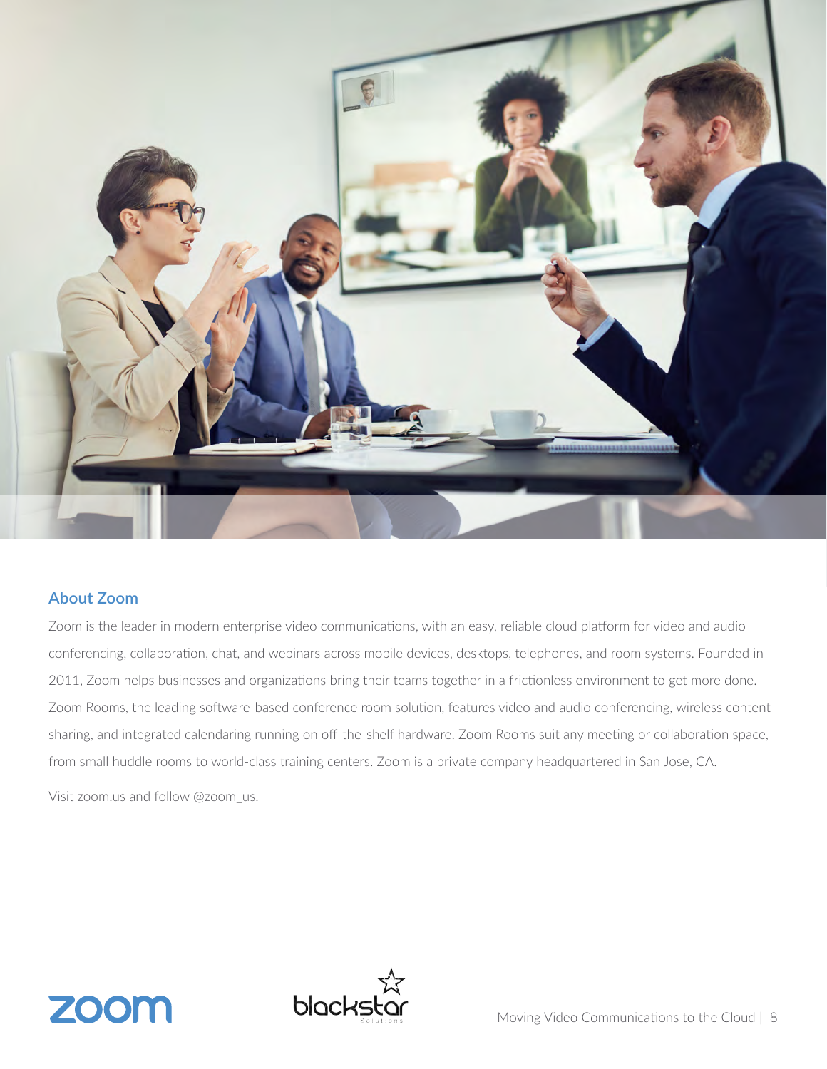## About Zoom

Zoom is the leader in modern enterprise video communications, with an easy, reliable cloud platform for video and audio conferencing, collaboration, chat, and webinars across mobile devices, desktops, telephones, and room systems. Founded in 2011, Zoom helps businesses and organizations bring their teams together in a frictionless environment to get more done. Zoom Rooms, the leading software-based conference room solution, features video and audio conferencing, wireless content sharing, and integrated calendaring running on off-the-shelf hardware. Zoom Rooms suit any meeting or collaboration space, from small huddle rooms to world-class training centers. Zoom is a private company headquartered in San Jose, CA.

Visit zoom.us and follow @zoom_us.